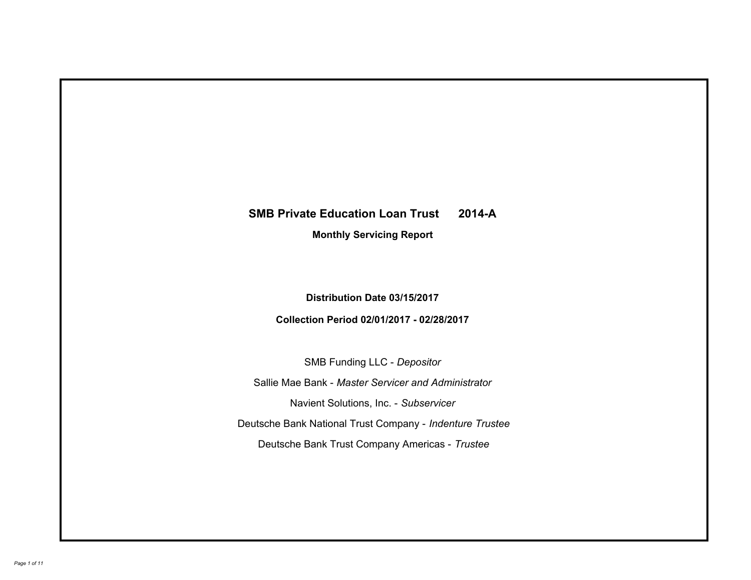# SMB Private Education Loan Trust 2014-A

## Monthly Servicing Report

**Distribution Date 03/15/2017**

**Collection Period 02/01/2017 - 02/28/2017**

SMB Funding LLC - *Depositor*

Sallie Mae Bank - *Master Servicer and Administrator*

Navient Solutions, Inc. - *Subservicer*

Deutsche Bank National Trust Company - *Indenture Trustee*

Deutsche Bank Trust Company Americas - *Trustee*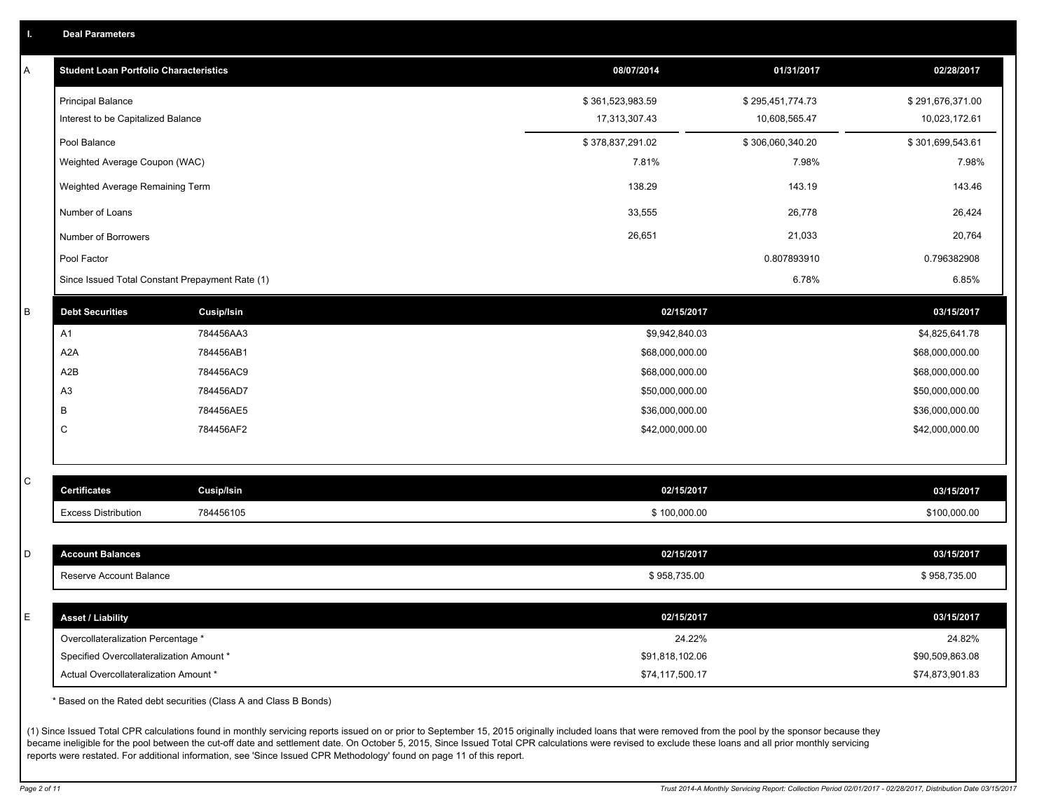## I. Deal Parameters

### A

| Student Loan Portfolio Characteristics | 08/07/2014 | 01/31/2017 | 02/28/2017 |
|---|---|---|---|
| Principal Balance | $ 361,523,983.59 | $ 295,451,774.73 | $ 291,676,371.00 |
| Interest to be Capitalized Balance | 17,313,307.43 | 10,608,565.47 | 10,023,172.61 |
| Pool Balance | $ 378,837,291.02 | $ 306,060,340.20 | $ 301,699,543.61 |
| Weighted Average Coupon (WAC) | 7.81% | 7.98% | 7.98% |
| Weighted Average Remaining Term | 138.29 | 143.19 | 143.46 |
| Number of Loans | 33,555 | 26,778 | 26,424 |
| Number of Borrowers | 26,651 | 21,033 | 20,764 |
| Pool Factor | | 0.807893910 | 0.796382908 |
| Since Issued Total Constant Prepayment Rate (1) | | 6.78% | 6.85% |

### B

| Debt Securities | Cusip/Isin | 02/15/2017 | 03/15/2017 |
|---|---|---|---|
| A1 | 784456AA3 | $9,942,840.03 | $4,825,641.78 |
| A2A | 784456AB1 | $68,000,000.00 | $68,000,000.00 |
| A2B | 784456AC9 | $68,000,000.00 | $68,000,000.00 |
| A3 | 784456AD7 | $50,000,000.00 | $50,000,000.00 |
| B | 784456AE5 | $36,000,000.00 | $36,000,000.00 |
| C | 784456AF2 | $42,000,000.00 | $42,000,000.00 |

### C

| Certificates | Cusip/Isin | 02/15/2017 | 03/15/2017 |
|---|---|---|---|
| Excess Distribution | 784456105 | $ 100,000.00 | $100,000.00 |

### D

| Account Balances | 02/15/2017 | 03/15/2017 |
|---|---|---|
| Reserve Account Balance | $ 958,735.00 | $ 958,735.00 |

### E

| Asset / Liability | 02/15/2017 | 03/15/2017 |
|---|---|---|
| Overcollateralization Percentage * | 24.22% | 24.82% |
| Specified Overcollateralization Amount * | $91,818,102.06 | $90,509,863.08 |
| Actual Overcollateralization Amount * | $74,117,500.17 | $74,873,901.83 |

* Based on the Rated debt securities (Class A and Class B Bonds)

(1) Since Issued Total CPR calculations found in monthly servicing reports issued on or prior to September 15, 2015 originally included loans that were removed from the pool by the sponsor because they became ineligible for the pool between the cut-off date and settlement date. On October 5, 2015, Since Issued Total CPR calculations were revised to exclude these loans and all prior monthly servicing reports were restated. For additional information, see 'Since Issued CPR Methodology' found on page 11 of this report.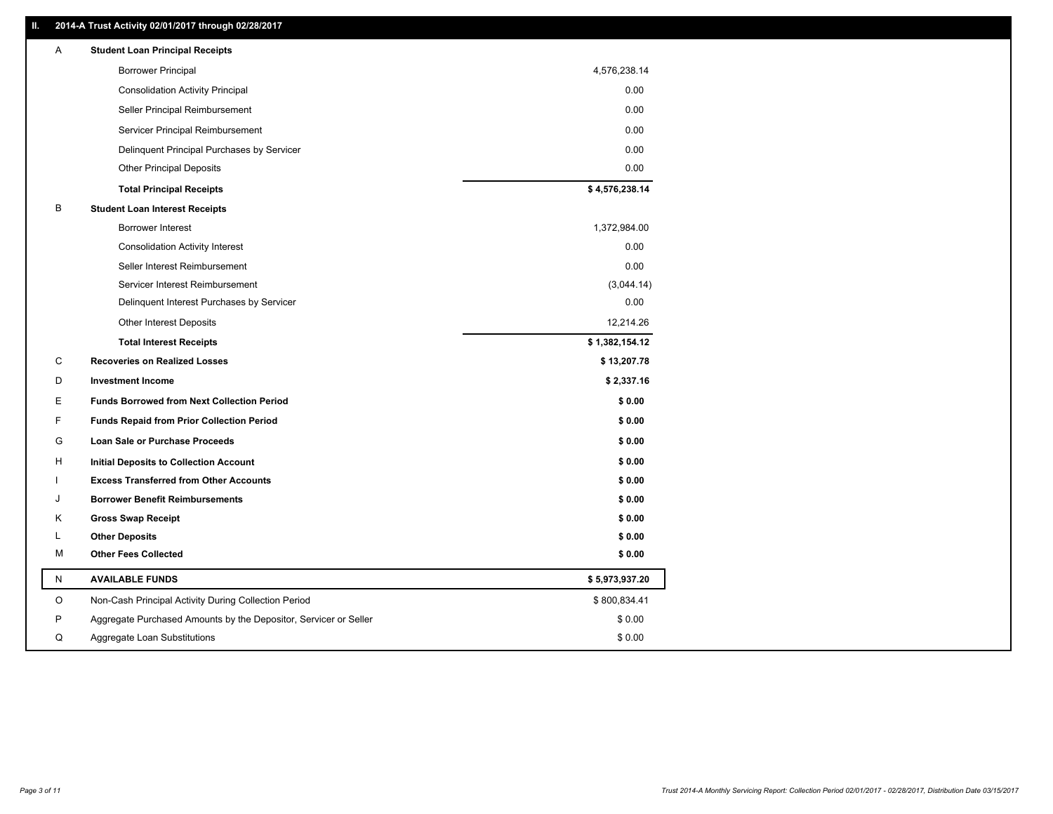## II. 2014-A Trust Activity 02/01/2017 through 02/28/2017

| | | |
|---|---|---|
| A | **Student Loan Principal Receipts** | |
| | Borrower Principal | 4,576,238.14 |
| | Consolidation Activity Principal | 0.00 |
| | Seller Principal Reimbursement | 0.00 |
| | Servicer Principal Reimbursement | 0.00 |
| | Delinquent Principal Purchases by Servicer | 0.00 |
| | Other Principal Deposits | 0.00 |
| | **Total Principal Receipts** | **$ 4,576,238.14** |
| B | **Student Loan Interest Receipts** | |
| | Borrower Interest | 1,372,984.00 |
| | Consolidation Activity Interest | 0.00 |
| | Seller Interest Reimbursement | 0.00 |
| | Servicer Interest Reimbursement | (3,044.14) |
| | Delinquent Interest Purchases by Servicer | 0.00 |
| | Other Interest Deposits | 12,214.26 |
| | **Total Interest Receipts** | **$ 1,382,154.12** |
| C | **Recoveries on Realized Losses** | **$ 13,207.78** |
| D | **Investment Income** | **$ 2,337.16** |
| E | **Funds Borrowed from Next Collection Period** | **$ 0.00** |
| F | **Funds Repaid from Prior Collection Period** | **$ 0.00** |
| G | **Loan Sale or Purchase Proceeds** | **$ 0.00** |
| H | **Initial Deposits to Collection Account** | **$ 0.00** |
| I | **Excess Transferred from Other Accounts** | **$ 0.00** |
| J | **Borrower Benefit Reimbursements** | **$ 0.00** |
| K | **Gross Swap Receipt** | **$ 0.00** |
| L | **Other Deposits** | **$ 0.00** |
| M | **Other Fees Collected** | **$ 0.00** |
| N | **AVAILABLE FUNDS** | **$ 5,973,937.20** |
| O | Non-Cash Principal Activity During Collection Period | $ 800,834.41 |
| P | Aggregate Purchased Amounts by the Depositor, Servicer or Seller | $ 0.00 |
| Q | Aggregate Loan Substitutions | $ 0.00 |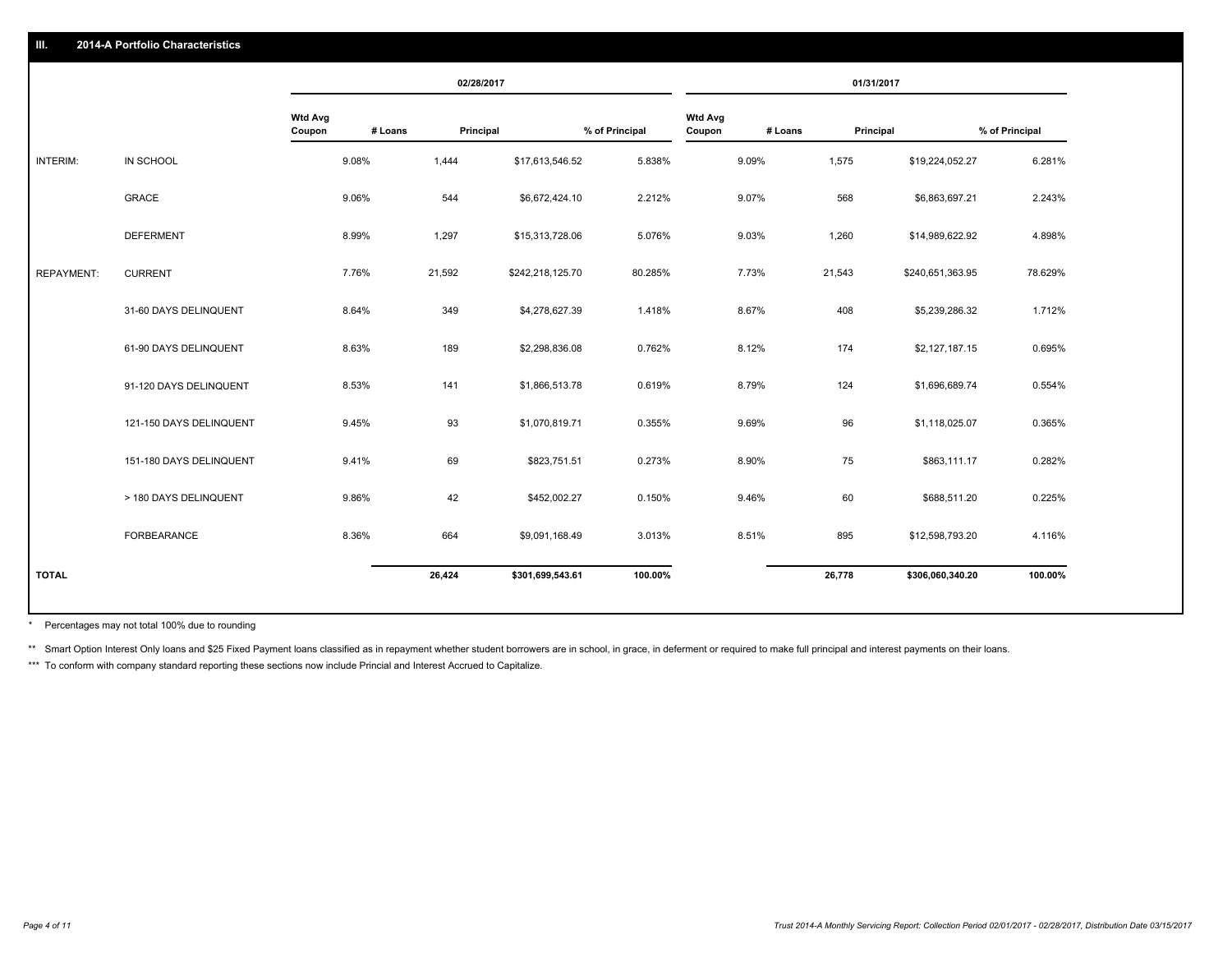## III. 2014-A Portfolio Characteristics

| | | 02/28/2017 | | | | 01/31/2017 | | | |
|---|---|---|---|---|---|---|---|---|---|
| | | Wtd Avg Coupon | # Loans | Principal | % of Principal | Wtd Avg Coupon | # Loans | Principal | % of Principal |
| INTERIM: | IN SCHOOL | 9.08% | 1,444 | $17,613,546.52 | 5.838% | 9.09% | 1,575 | $19,224,052.27 | 6.281% |
| | GRACE | 9.06% | 544 | $6,672,424.10 | 2.212% | 9.07% | 568 | $6,863,697.21 | 2.243% |
| | DEFERMENT | 8.99% | 1,297 | $15,313,728.06 | 5.076% | 9.03% | 1,260 | $14,989,622.92 | 4.898% |
| REPAYMENT: | CURRENT | 7.76% | 21,592 | $242,218,125.70 | 80.285% | 7.73% | 21,543 | $240,651,363.95 | 78.629% |
| | 31-60 DAYS DELINQUENT | 8.64% | 349 | $4,278,627.39 | 1.418% | 8.67% | 408 | $5,239,286.32 | 1.712% |
| | 61-90 DAYS DELINQUENT | 8.63% | 189 | $2,298,836.08 | 0.762% | 8.12% | 174 | $2,127,187.15 | 0.695% |
| | 91-120 DAYS DELINQUENT | 8.53% | 141 | $1,866,513.78 | 0.619% | 8.79% | 124 | $1,696,689.74 | 0.554% |
| | 121-150 DAYS DELINQUENT | 9.45% | 93 | $1,070,819.71 | 0.355% | 9.69% | 96 | $1,118,025.07 | 0.365% |
| | 151-180 DAYS DELINQUENT | 9.41% | 69 | $823,751.51 | 0.273% | 8.90% | 75 | $863,111.17 | 0.282% |
| | > 180 DAYS DELINQUENT | 9.86% | 42 | $452,002.27 | 0.150% | 9.46% | 60 | $688,511.20 | 0.225% |
| | FORBEARANCE | 8.36% | 664 | $9,091,168.49 | 3.013% | 8.51% | 895 | $12,598,793.20 | 4.116% |
| **TOTAL** | | | **26,424** | **$301,699,543.61** | **100.00%** | | **26,778** | **$306,060,340.20** | **100.00%** |

* Percentages may not total 100% due to rounding

** Smart Option Interest Only loans and $25 Fixed Payment loans classified as in repayment whether student borrowers are in school, in grace, in deferment or required to make full principal and interest payments on their loans.

*** To conform with company standard reporting these sections now include Princial and Interest Accrued to Capitalize.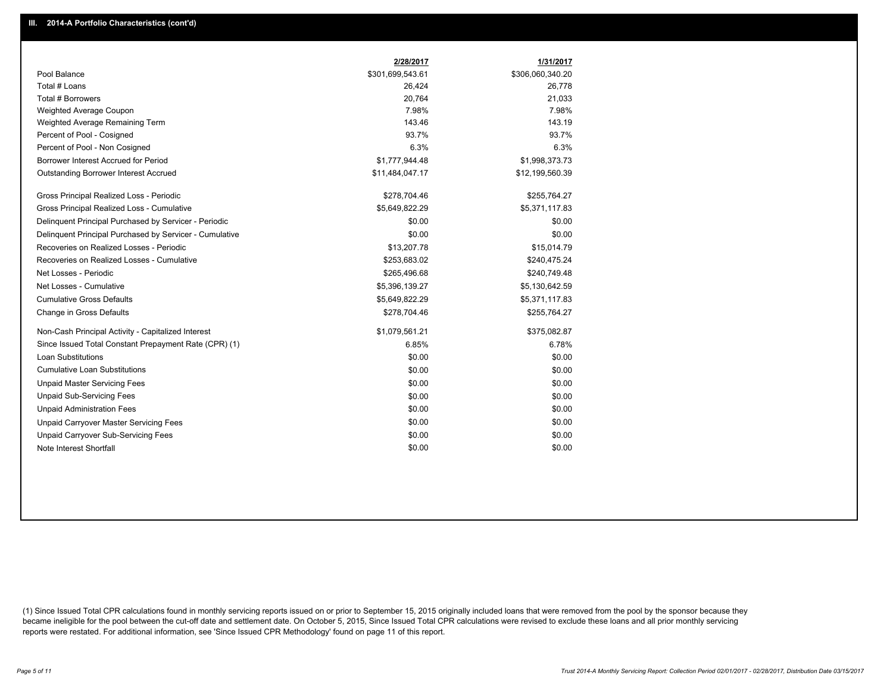## III. 2014-A Portfolio Characteristics (cont'd)

| | 2/28/2017 | 1/31/2017 |
|---|---|---|
| Pool Balance | $301,699,543.61 | $306,060,340.20 |
| Total # Loans | 26,424 | 26,778 |
| Total # Borrowers | 20,764 | 21,033 |
| Weighted Average Coupon | 7.98% | 7.98% |
| Weighted Average Remaining Term | 143.46 | 143.19 |
| Percent of Pool - Cosigned | 93.7% | 93.7% |
| Percent of Pool - Non Cosigned | 6.3% | 6.3% |
| Borrower Interest Accrued for Period | $1,777,944.48 | $1,998,373.73 |
| Outstanding Borrower Interest Accrued | $11,484,047.17 | $12,199,560.39 |
| Gross Principal Realized Loss - Periodic | $278,704.46 | $255,764.27 |
| Gross Principal Realized Loss - Cumulative | $5,649,822.29 | $5,371,117.83 |
| Delinquent Principal Purchased by Servicer - Periodic | $0.00 | $0.00 |
| Delinquent Principal Purchased by Servicer - Cumulative | $0.00 | $0.00 |
| Recoveries on Realized Losses - Periodic | $13,207.78 | $15,014.79 |
| Recoveries on Realized Losses - Cumulative | $253,683.02 | $240,475.24 |
| Net Losses - Periodic | $265,496.68 | $240,749.48 |
| Net Losses - Cumulative | $5,396,139.27 | $5,130,642.59 |
| Cumulative Gross Defaults | $5,649,822.29 | $5,371,117.83 |
| Change in Gross Defaults | $278,704.46 | $255,764.27 |
| Non-Cash Principal Activity - Capitalized Interest | $1,079,561.21 | $375,082.87 |
| Since Issued Total Constant Prepayment Rate (CPR) (1) | 6.85% | 6.78% |
| Loan Substitutions | $0.00 | $0.00 |
| Cumulative Loan Substitutions | $0.00 | $0.00 |
| Unpaid Master Servicing Fees | $0.00 | $0.00 |
| Unpaid Sub-Servicing Fees | $0.00 | $0.00 |
| Unpaid Administration Fees | $0.00 | $0.00 |
| Unpaid Carryover Master Servicing Fees | $0.00 | $0.00 |
| Unpaid Carryover Sub-Servicing Fees | $0.00 | $0.00 |
| Note Interest Shortfall | $0.00 | $0.00 |

(1) Since Issued Total CPR calculations found in monthly servicing reports issued on or prior to September 15, 2015 originally included loans that were removed from the pool by the sponsor because they became ineligible for the pool between the cut-off date and settlement date. On October 5, 2015, Since Issued Total CPR calculations were revised to exclude these loans and all prior monthly servicing reports were restated. For additional information, see 'Since Issued CPR Methodology' found on page 11 of this report.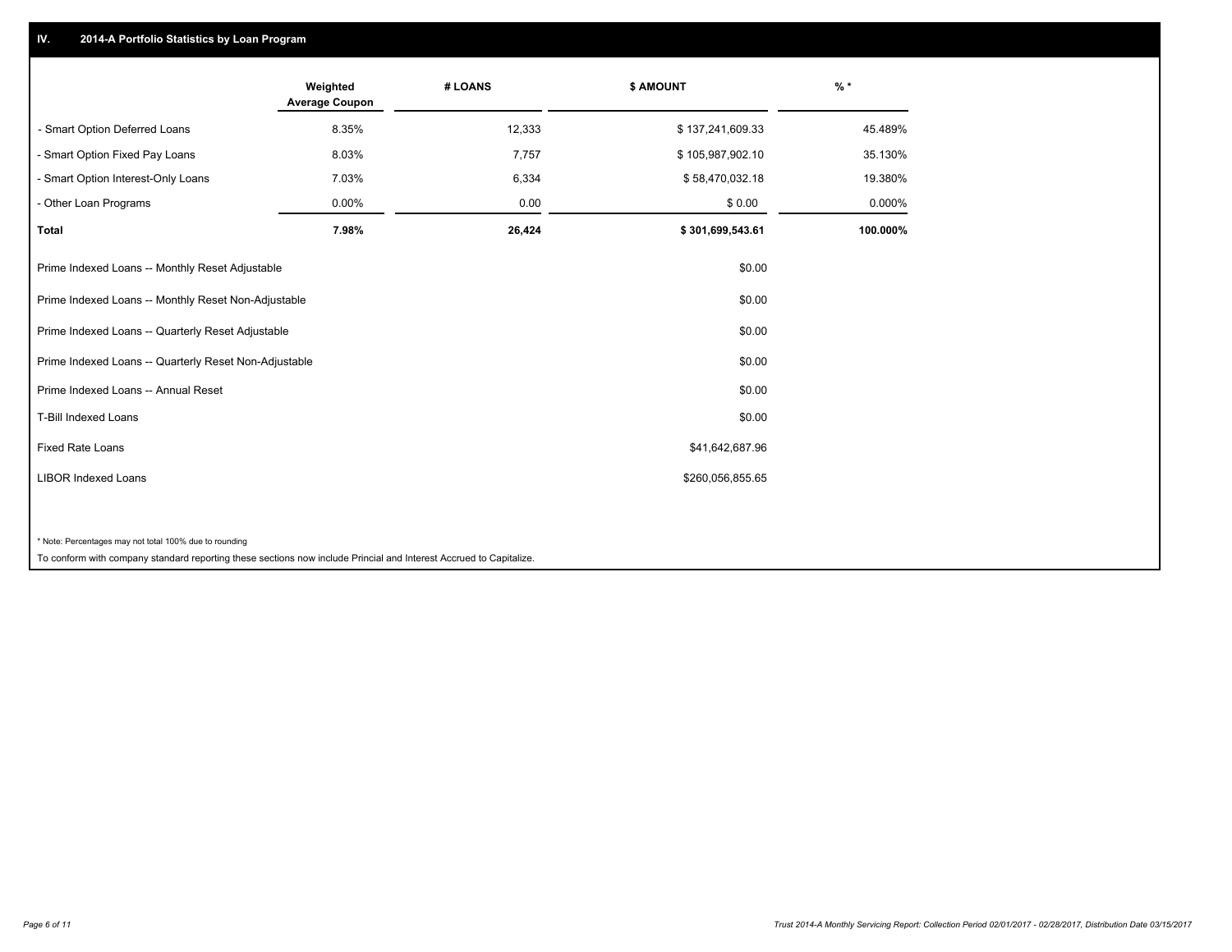## IV. 2014-A Portfolio Statistics by Loan Program

| | Weighted Average Coupon | # LOANS | $ AMOUNT | % * |
|---|---|---|---|---|
| - Smart Option Deferred Loans | 8.35% | 12,333 | $ 137,241,609.33 | 45.489% |
| - Smart Option Fixed Pay Loans | 8.03% | 7,757 | $ 105,987,902.10 | 35.130% |
| - Smart Option Interest-Only Loans | 7.03% | 6,334 | $ 58,470,032.18 | 19.380% |
| - Other Loan Programs | 0.00% | 0.00 | $ 0.00 | 0.000% |
| **Total** | **7.98%** | **26,424** | **$ 301,699,543.61** | **100.000%** |

| | $ AMOUNT |
|---|---|
| Prime Indexed Loans -- Monthly Reset Adjustable | $0.00 |
| Prime Indexed Loans -- Monthly Reset Non-Adjustable | $0.00 |
| Prime Indexed Loans -- Quarterly Reset Adjustable | $0.00 |
| Prime Indexed Loans -- Quarterly Reset Non-Adjustable | $0.00 |
| Prime Indexed Loans -- Annual Reset | $0.00 |
| T-Bill Indexed Loans | $0.00 |
| Fixed Rate Loans | $41,642,687.96 |
| LIBOR Indexed Loans | $260,056,855.65 |

* Note: Percentages may not total 100% due to rounding

To conform with company standard reporting these sections now include Princial and Interest Accrued to Capitalize.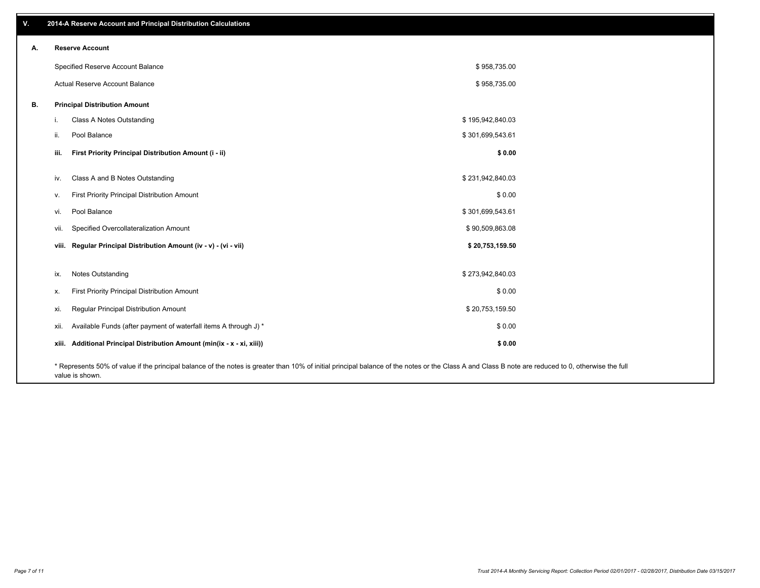## V. 2014-A Reserve Account and Principal Distribution Calculations

### A. Reserve Account

| | |
|---|---|
| Specified Reserve Account Balance | $ 958,735.00 |
| Actual Reserve Account Balance | $ 958,735.00 |

### B. Principal Distribution Amount

| | | |
|---|---|---|
| i. | Class A Notes Outstanding | $ 195,942,840.03 |
| ii. | Pool Balance | $ 301,699,543.61 |
| **iii.** | **First Priority Principal Distribution Amount (i - ii)** | **$ 0.00** |
| iv. | Class A and B Notes Outstanding | $ 231,942,840.03 |
| v. | First Priority Principal Distribution Amount | $ 0.00 |
| vi. | Pool Balance | $ 301,699,543.61 |
| vii. | Specified Overcollateralization Amount | $ 90,509,863.08 |
| **viii.** | **Regular Principal Distribution Amount (iv - v) - (vi - vii)** | **$ 20,753,159.50** |
| ix. | Notes Outstanding | $ 273,942,840.03 |
| x. | First Priority Principal Distribution Amount | $ 0.00 |
| xi. | Regular Principal Distribution Amount | $ 20,753,159.50 |
| xii. | Available Funds (after payment of waterfall items A through J) * | $ 0.00 |
| **xiii.** | **Additional Principal Distribution Amount (min(ix - x - xi, xiii))** | **$ 0.00** |

* Represents 50% of value if the principal balance of the notes is greater than 10% of initial principal balance of the notes or the Class A and Class B note are reduced to 0, otherwise the full value is shown.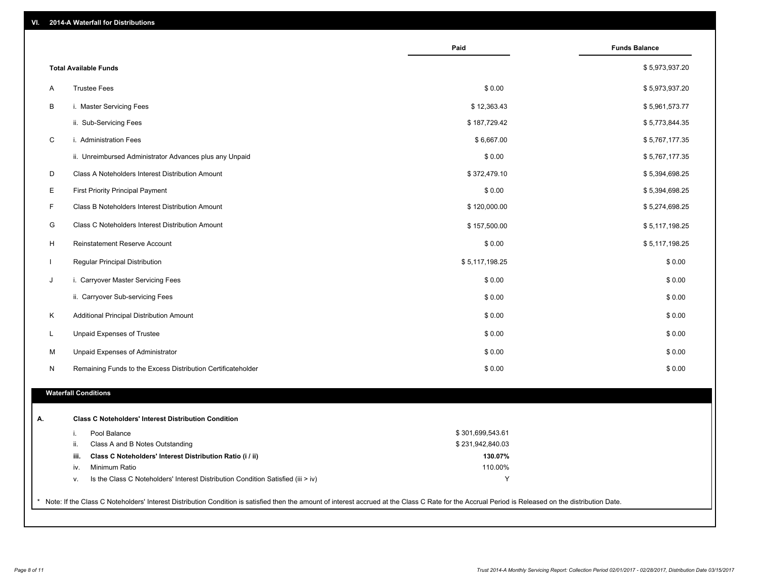## VI. 2014-A Waterfall for Distributions

| | | Paid | Funds Balance |
|---|---|---|---|
| | **Total Available Funds** | | $ 5,973,937.20 |
| A | Trustee Fees | $ 0.00 | $ 5,973,937.20 |
| B | i. Master Servicing Fees | $ 12,363.43 | $ 5,961,573.77 |
| | ii. Sub-Servicing Fees | $ 187,729.42 | $ 5,773,844.35 |
| C | i. Administration Fees | $ 6,667.00 | $ 5,767,177.35 |
| | ii. Unreimbursed Administrator Advances plus any Unpaid | $ 0.00 | $ 5,767,177.35 |
| D | Class A Noteholders Interest Distribution Amount | $ 372,479.10 | $ 5,394,698.25 |
| E | First Priority Principal Payment | $ 0.00 | $ 5,394,698.25 |
| F | Class B Noteholders Interest Distribution Amount | $ 120,000.00 | $ 5,274,698.25 |
| G | Class C Noteholders Interest Distribution Amount | $ 157,500.00 | $ 5,117,198.25 |
| H | Reinstatement Reserve Account | $ 0.00 | $ 5,117,198.25 |
| I | Regular Principal Distribution | $ 5,117,198.25 | $ 0.00 |
| J | i. Carryover Master Servicing Fees | $ 0.00 | $ 0.00 |
| | ii. Carryover Sub-servicing Fees | $ 0.00 | $ 0.00 |
| K | Additional Principal Distribution Amount | $ 0.00 | $ 0.00 |
| L | Unpaid Expenses of Trustee | $ 0.00 | $ 0.00 |
| M | Unpaid Expenses of Administrator | $ 0.00 | $ 0.00 |
| N | Remaining Funds to the Excess Distribution Certificateholder | $ 0.00 | $ 0.00 |

### Waterfall Conditions

**A. Class C Noteholders' Interest Distribution Condition**

| | | |
|---|---|---|
| i. | Pool Balance | $ 301,699,543.61 |
| ii. | Class A and B Notes Outstanding | $ 231,942,840.03 |
| **iii.** | **Class C Noteholders' Interest Distribution Ratio (i / ii)** | **130.07%** |
| iv. | Minimum Ratio | 110.00% |
| v. | Is the Class C Noteholders' Interest Distribution Condition Satisfied (iii > iv) | Y |

* Note: If the Class C Noteholders' Interest Distribution Condition is satisfied then the amount of interest accrued at the Class C Rate for the Accrual Period is Released on the distribution Date.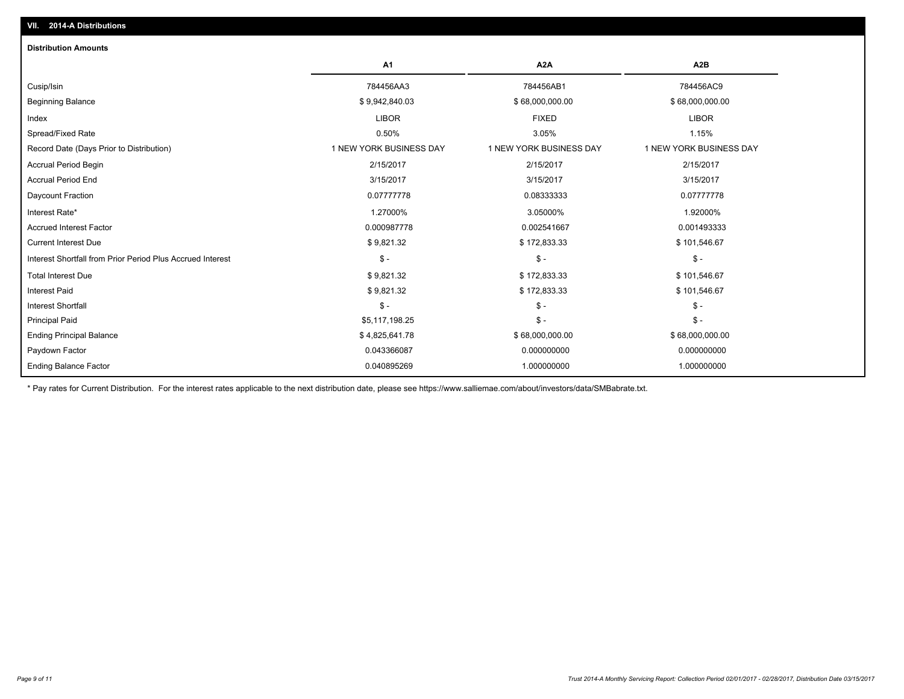## VII. 2014-A Distributions

### Distribution Amounts

| | A1 | A2A | A2B |
|---|---|---|---|
| Cusip/Isin | 784456AA3 | 784456AB1 | 784456AC9 |
| Beginning Balance | $ 9,942,840.03 | $ 68,000,000.00 | $ 68,000,000.00 |
| Index | LIBOR | FIXED | LIBOR |
| Spread/Fixed Rate | 0.50% | 3.05% | 1.15% |
| Record Date (Days Prior to Distribution) | 1 NEW YORK BUSINESS DAY | 1 NEW YORK BUSINESS DAY | 1 NEW YORK BUSINESS DAY |
| Accrual Period Begin | 2/15/2017 | 2/15/2017 | 2/15/2017 |
| Accrual Period End | 3/15/2017 | 3/15/2017 | 3/15/2017 |
| Daycount Fraction | 0.07777778 | 0.08333333 | 0.07777778 |
| Interest Rate* | 1.27000% | 3.05000% | 1.92000% |
| Accrued Interest Factor | 0.000987778 | 0.002541667 | 0.001493333 |
| Current Interest Due | $ 9,821.32 | $ 172,833.33 | $ 101,546.67 |
| Interest Shortfall from Prior Period Plus Accrued Interest | $ - | $ - | $ - |
| Total Interest Due | $ 9,821.32 | $ 172,833.33 | $ 101,546.67 |
| Interest Paid | $ 9,821.32 | $ 172,833.33 | $ 101,546.67 |
| Interest Shortfall | $ - | $ - | $ - |
| Principal Paid | $5,117,198.25 | $ - | $ - |
| Ending Principal Balance | $ 4,825,641.78 | $ 68,000,000.00 | $ 68,000,000.00 |
| Paydown Factor | 0.043366087 | 0.000000000 | 0.000000000 |
| Ending Balance Factor | 0.040895269 | 1.000000000 | 1.000000000 |

* Pay rates for Current Distribution. For the interest rates applicable to the next distribution date, please see https://www.salliemae.com/about/investors/data/SMBabrate.txt.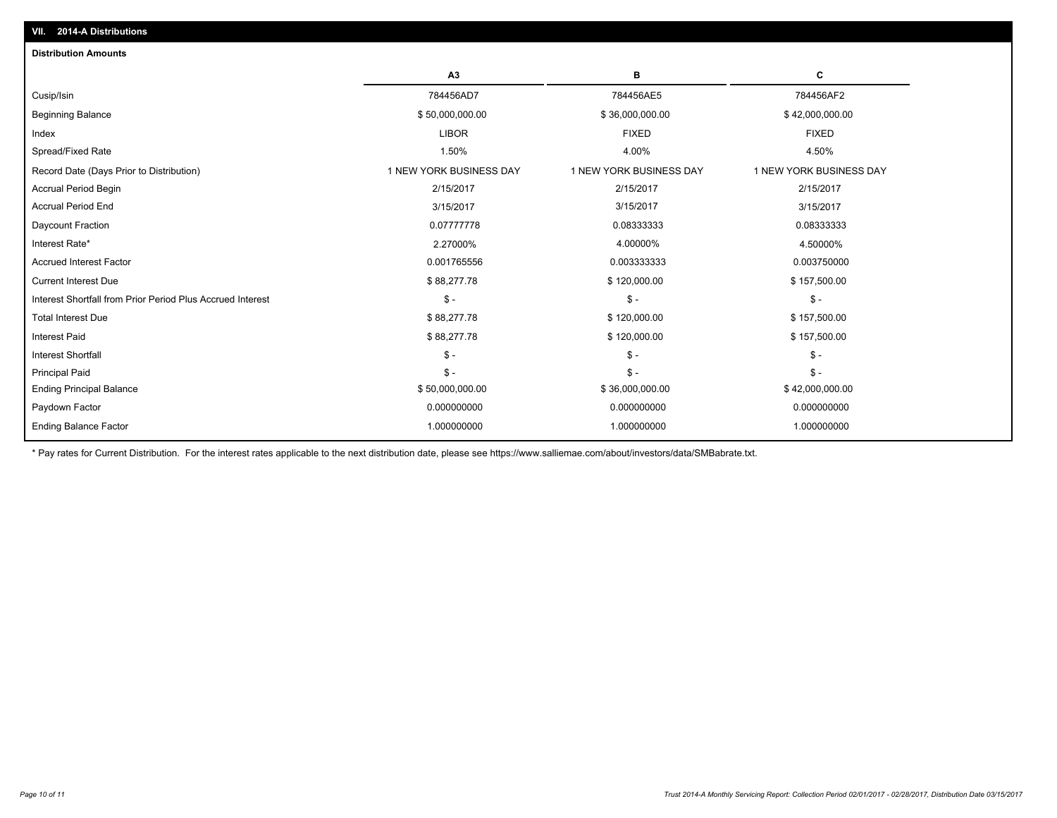## VII. 2014-A Distributions

### Distribution Amounts

| | A3 | B | C |
|---|---|---|---|
| Cusip/Isin | 784456AD7 | 784456AE5 | 784456AF2 |
| Beginning Balance | $ 50,000,000.00 | $ 36,000,000.00 | $ 42,000,000.00 |
| Index | LIBOR | FIXED | FIXED |
| Spread/Fixed Rate | 1.50% | 4.00% | 4.50% |
| Record Date (Days Prior to Distribution) | 1 NEW YORK BUSINESS DAY | 1 NEW YORK BUSINESS DAY | 1 NEW YORK BUSINESS DAY |
| Accrual Period Begin | 2/15/2017 | 2/15/2017 | 2/15/2017 |
| Accrual Period End | 3/15/2017 | 3/15/2017 | 3/15/2017 |
| Daycount Fraction | 0.07777778 | 0.08333333 | 0.08333333 |
| Interest Rate* | 2.27000% | 4.00000% | 4.50000% |
| Accrued Interest Factor | 0.001765556 | 0.003333333 | 0.003750000 |
| Current Interest Due | $ 88,277.78 | $ 120,000.00 | $ 157,500.00 |
| Interest Shortfall from Prior Period Plus Accrued Interest | $ - | $ - | $ - |
| Total Interest Due | $ 88,277.78 | $ 120,000.00 | $ 157,500.00 |
| Interest Paid | $ 88,277.78 | $ 120,000.00 | $ 157,500.00 |
| Interest Shortfall | $ - | $ - | $ - |
| Principal Paid | $ - | $ - | $ - |
| Ending Principal Balance | $ 50,000,000.00 | $ 36,000,000.00 | $ 42,000,000.00 |
| Paydown Factor | 0.000000000 | 0.000000000 | 0.000000000 |
| Ending Balance Factor | 1.000000000 | 1.000000000 | 1.000000000 |

* Pay rates for Current Distribution. For the interest rates applicable to the next distribution date, please see https://www.salliemae.com/about/investors/data/SMBabrate.txt.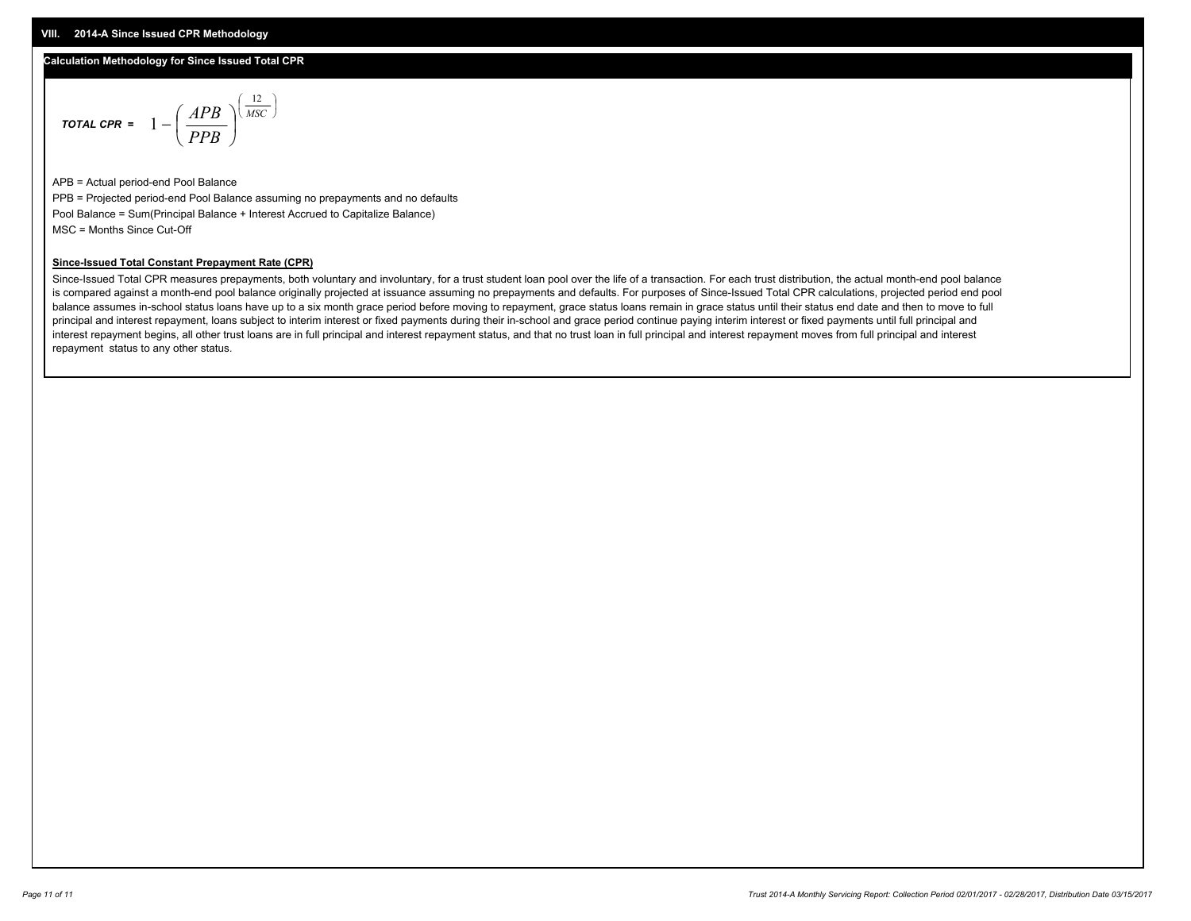## VIII. 2014-A Since Issued CPR Methodology

### Calculation Methodology for Since Issued Total CPR

$$\textbf{TOTAL CPR} = 1 - \left( \frac{APB}{PPB} \right)^{\left( \frac{12}{MSC} \right)}$$

APB = Actual period-end Pool Balance

PPB = Projected period-end Pool Balance assuming no prepayments and no defaults

Pool Balance = Sum(Principal Balance + Interest Accrued to Capitalize Balance)

MSC = Months Since Cut-Off

**Since-Issued Total Constant Prepayment Rate (CPR)**

Since-Issued Total CPR measures prepayments, both voluntary and involuntary, for a trust student loan pool over the life of a transaction. For each trust distribution, the actual month-end pool balance is compared against a month-end pool balance originally projected at issuance assuming no prepayments and defaults. For purposes of Since-Issued Total CPR calculations, projected period end pool balance assumes in-school status loans have up to a six month grace period before moving to repayment, grace status loans remain in grace status until their status end date and then to move to full principal and interest repayment, loans subject to interim interest or fixed payments during their in-school and grace period continue paying interim interest or fixed payments until full principal and interest repayment begins, all other trust loans are in full principal and interest repayment status, and that no trust loan in full principal and interest repayment moves from full principal and interest repayment status to any other status.